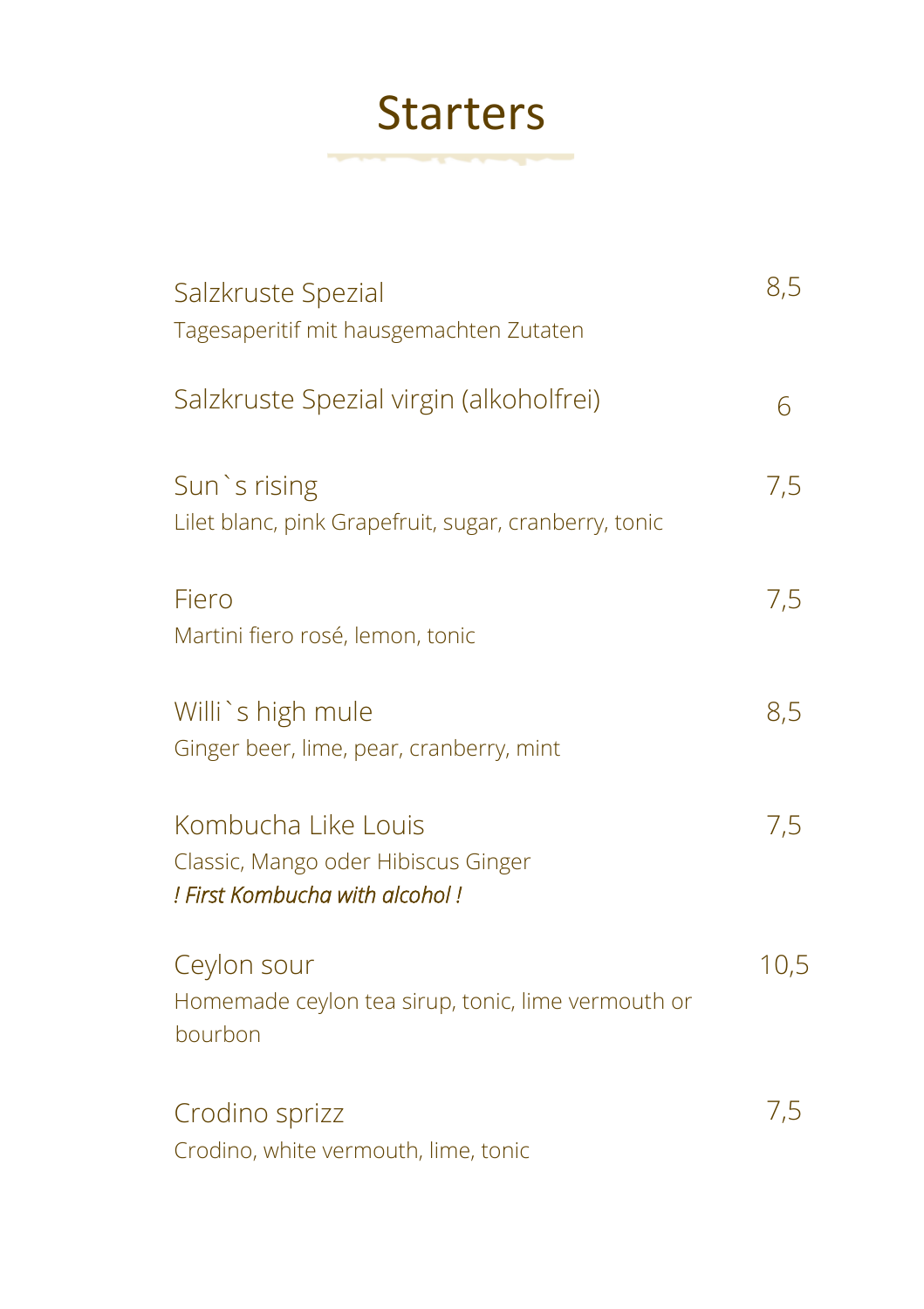# Starters

Salzkruste Spezial 8,5
Tagesaperitif mit hausgemachten Zutaten

Salzkruste Spezial virgin (alkoholfrei) 6

Sun`s rising 7,5
Lilet blanc, pink Grapefruit, sugar, cranberry, tonic

Fiero 7,5
Martini fiero rosé, lemon, tonic

Willi`s high mule 8,5
Ginger beer, lime, pear, cranberry, mint

Kombucha Like Louis 7,5
Classic, Mango oder Hibiscus Ginger
*! First Kombucha with alcohol !*

Ceylon sour 10,5
Homemade ceylon tea sirup, tonic, lime vermouth or bourbon

Crodino sprizz 7,5
Crodino, white vermouth, lime, tonic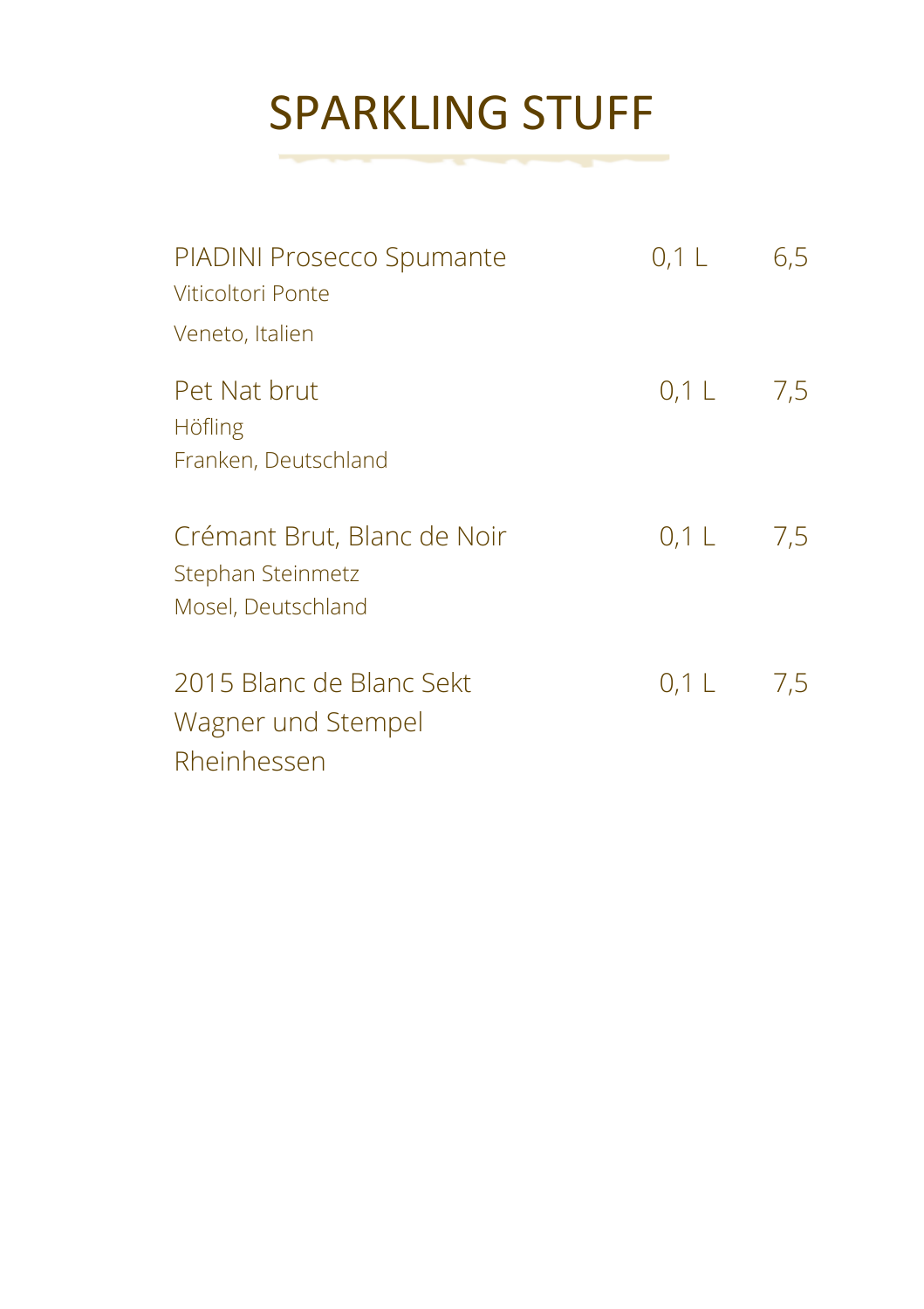# SPARKLING STUFF

| | | |
|---|---|---|
| PIADINI Prosecco Spumante<br>Viticoltori Ponte<br>Veneto, Italien | 0,1 L | 6,5 |
| Pet Nat brut<br>Höfling<br>Franken, Deutschland | 0,1 L | 7,5 |
| Crémant Brut, Blanc de Noir<br>Stephan Steinmetz<br>Mosel, Deutschland | 0,1 L | 7,5 |
| 2015 Blanc de Blanc Sekt<br>Wagner und Stempel<br>Rheinhessen | 0,1 L | 7,5 |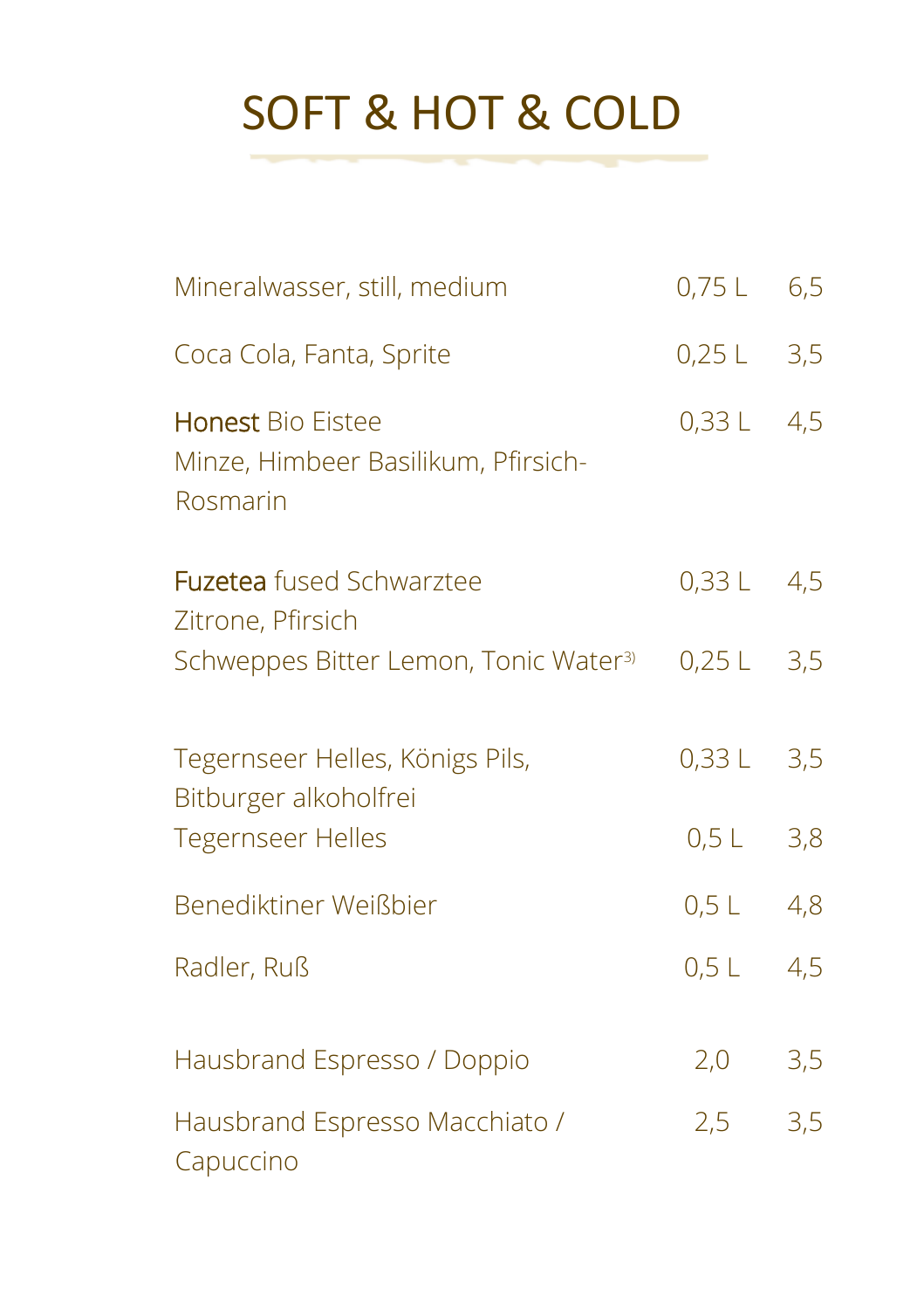# SOFT & HOT & COLD

| | | |
|---|---|---|
| Mineralwasser, still, medium | 0,75 L | 6,5 |
| Coca Cola, Fanta, Sprite | 0,25 L | 3,5 |
| Honest Bio Eistee<br>Minze, Himbeer Basilikum, Pfirsich-Rosmarin | 0,33 L | 4,5 |
| Fuzetea fused Schwarztee<br>Zitrone, Pfirsich | 0,33 L | 4,5 |
| Schweppes Bitter Lemon, Tonic Water[3)] | 0,25 L | 3,5 |
| Tegernseer Helles, Königs Pils,<br>Bitburger alkoholfrei | 0,33 L | 3,5 |
| Tegernseer Helles | 0,5 L | 3,8 |
| Benediktiner Weißbier | 0,5 L | 4,8 |
| Radler, Ruß | 0,5 L | 4,5 |
| Hausbrand Espresso / Doppio | 2,0 | 3,5 |
| Hausbrand Espresso Macchiato /<br>Capuccino | 2,5 | 3,5 |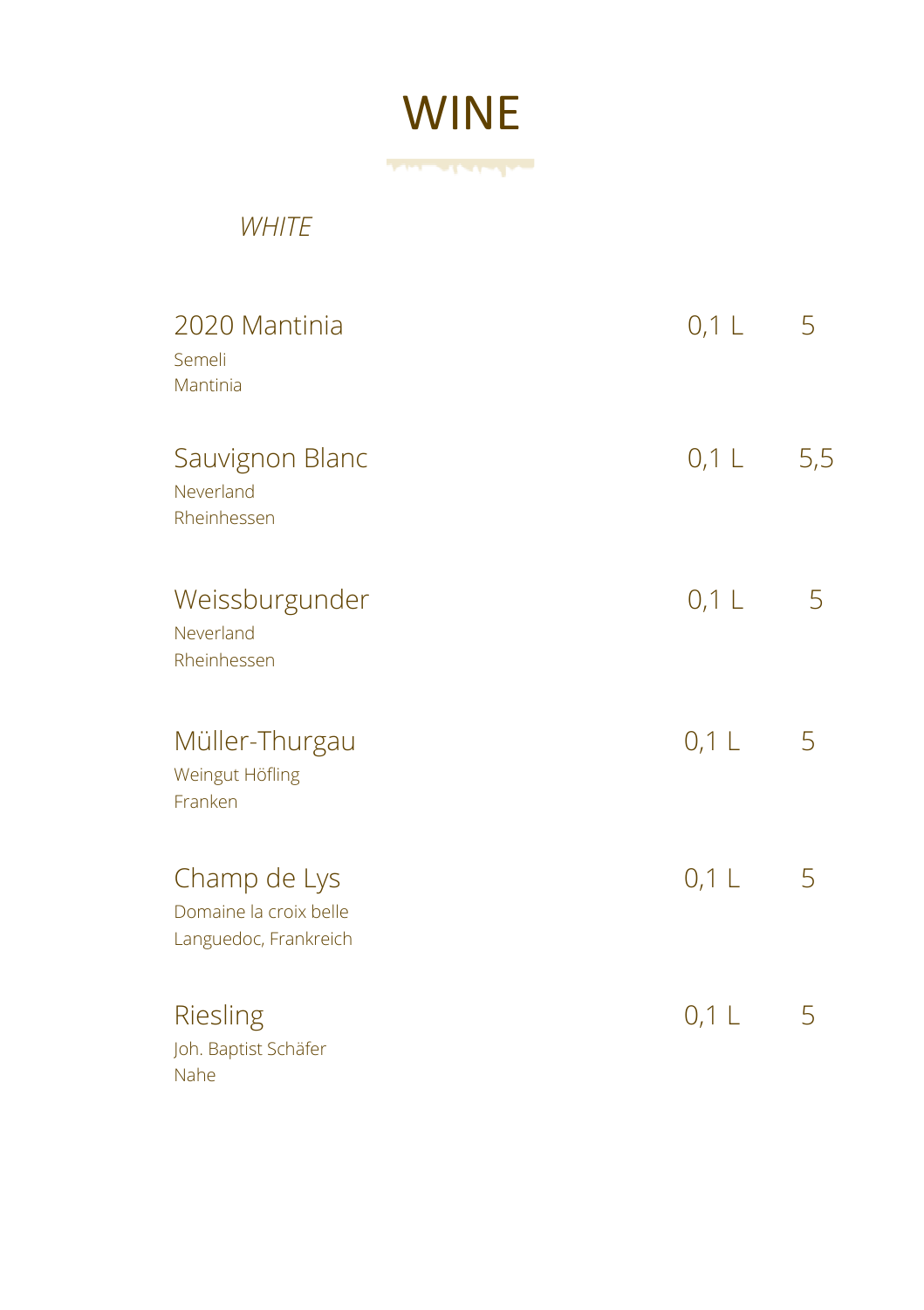# WINE

*WHITE*

| | | |
|---|---|---|
| 2020 Mantinia<br>Semeli<br>Mantinia | 0,1 L | 5 |
| Sauvignon Blanc<br>Neverland<br>Rheinhessen | 0,1 L | 5,5 |
| Weissburgunder<br>Neverland<br>Rheinhessen | 0,1 L | 5 |
| Müller-Thurgau<br>Weingut Höfling<br>Franken | 0,1 L | 5 |
| Champ de Lys<br>Domaine la croix belle<br>Languedoc, Frankreich | 0,1 L | 5 |
| Riesling<br>Joh. Baptist Schäfer<br>Nahe | 0,1 L | 5 |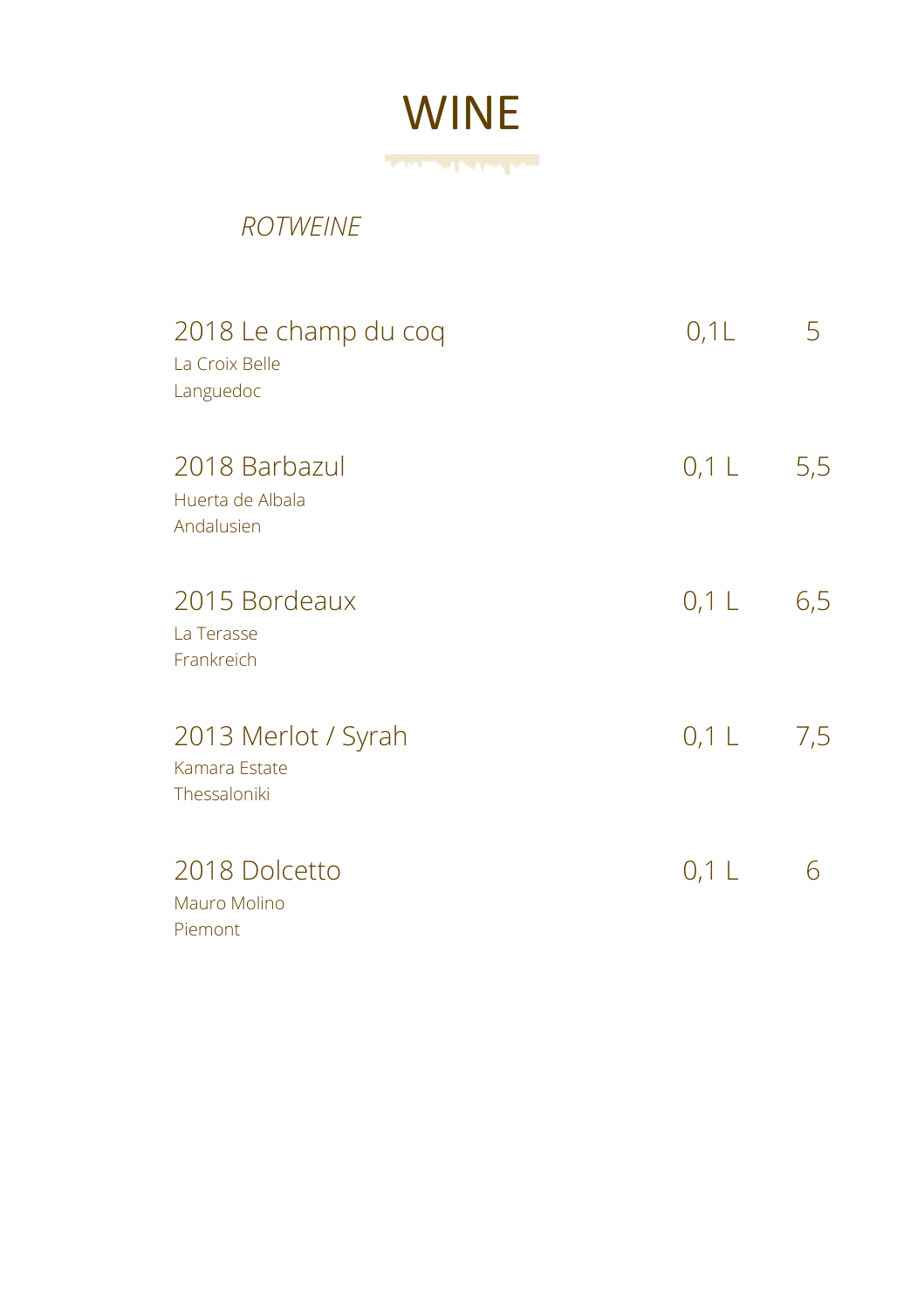# WINE

*ROTWEINE*

| | | |
|---|---|---|
| 2018 Le champ du coq<br>La Croix Belle<br>Languedoc | 0,1L | 5 |
| 2018 Barbazul<br>Huerta de Albala<br>Andalusien | 0,1 L | 5,5 |
| 2015 Bordeaux<br>La Terasse<br>Frankreich | 0,1 L | 6,5 |
| 2013 Merlot / Syrah<br>Kamara Estate<br>Thessaloniki | 0,1 L | 7,5 |
| 2018 Dolcetto<br>Mauro Molino<br>Piemont | 0,1 L | 6 |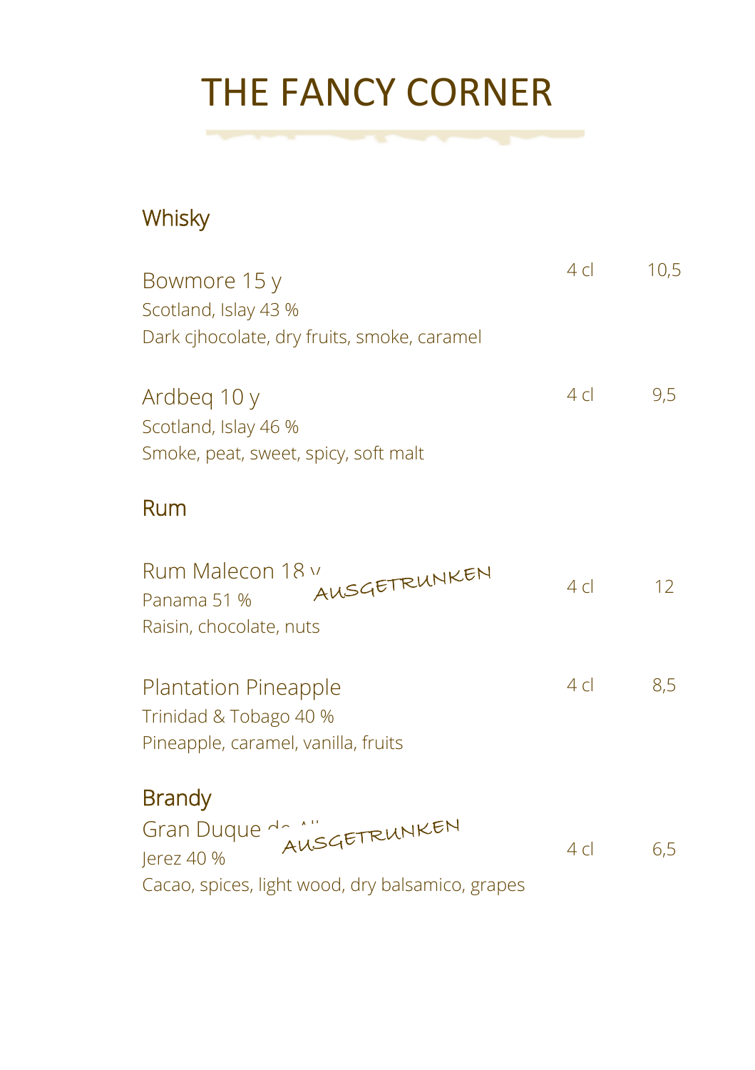# THE FANCY CORNER

## Whisky

Bowmore 15 y — 4 cl — 10,5
Scotland, Islay 43 %
Dark cjhocolate, dry fruits, smoke, caramel

Ardbeq 10 y — 4 cl — 9,5
Scotland, Islay 46 %
Smoke, peat, sweet, spicy, soft malt

## Rum

Rum Malecon 18 y — AUSGETRUNKEN — 4 cl — 12
Panama 51 %
Raisin, chocolate, nuts

Plantation Pineapple — 4 cl — 8,5
Trinidad & Tobago 40 %
Pineapple, caramel, vanilla, fruits

## Brandy

Gran Duque de Alba — AUSGETRUNKEN — 4 cl — 6,5
Jerez 40 %
Cacao, spices, light wood, dry balsamico, grapes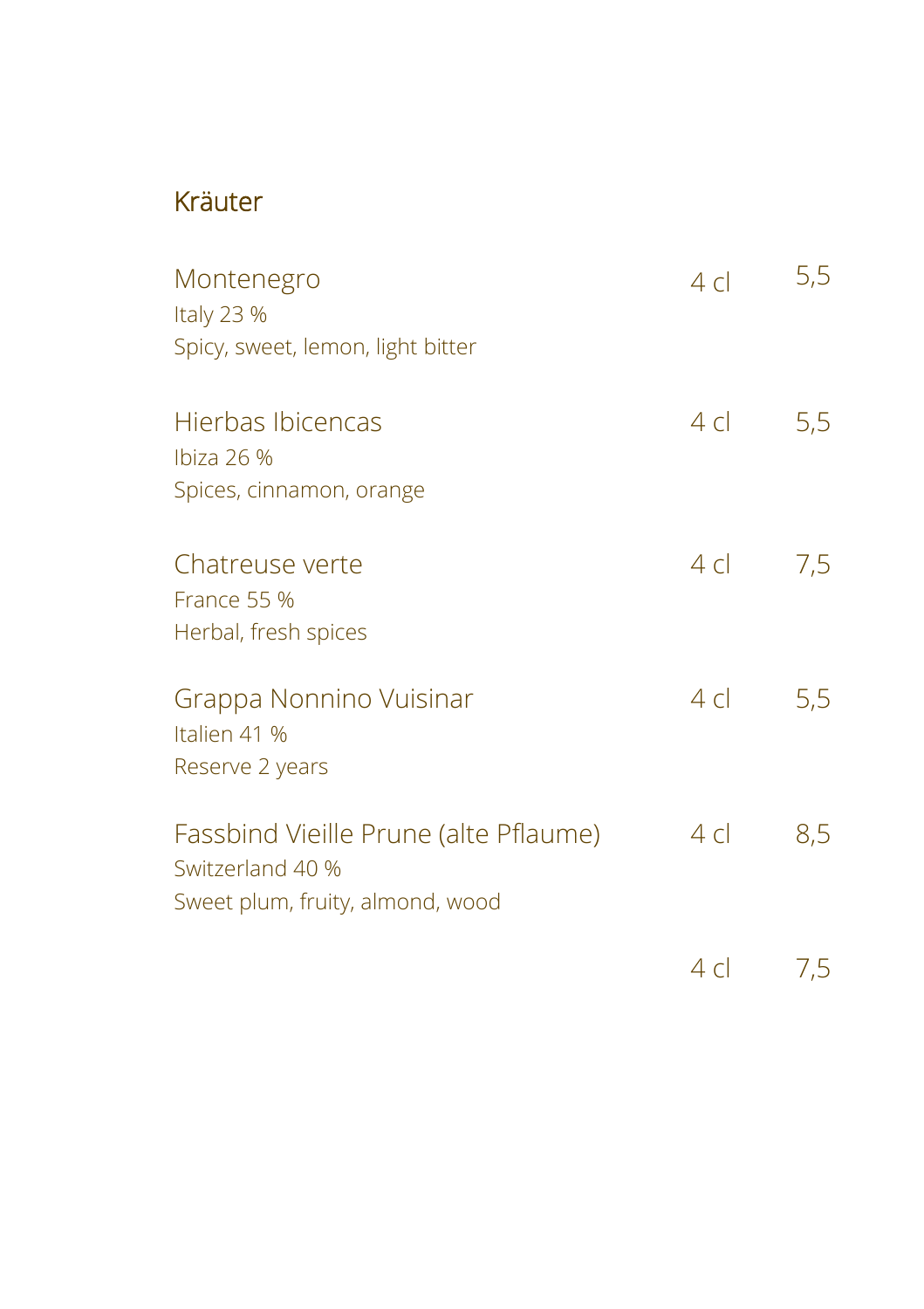## Kräuter

| | | |
|---|---|---|
| Montenegro<br>Italy 23 %<br>Spicy, sweet, lemon, light bitter | 4 cl | 5,5 |
| Hierbas Ibicencas<br>Ibiza 26 %<br>Spices, cinnamon, orange | 4 cl | 5,5 |
| Chatreuse verte<br>France 55 %<br>Herbal, fresh spices | 4 cl | 7,5 |
| Grappa Nonnino Vuisinar<br>Italien 41 %<br>Reserve 2 years | 4 cl | 5,5 |
| Fassbind Vieille Prune (alte Pflaume)<br>Switzerland 40 %<br>Sweet plum, fruity, almond, wood | 4 cl | 8,5 |
| | 4 cl | 7,5 |